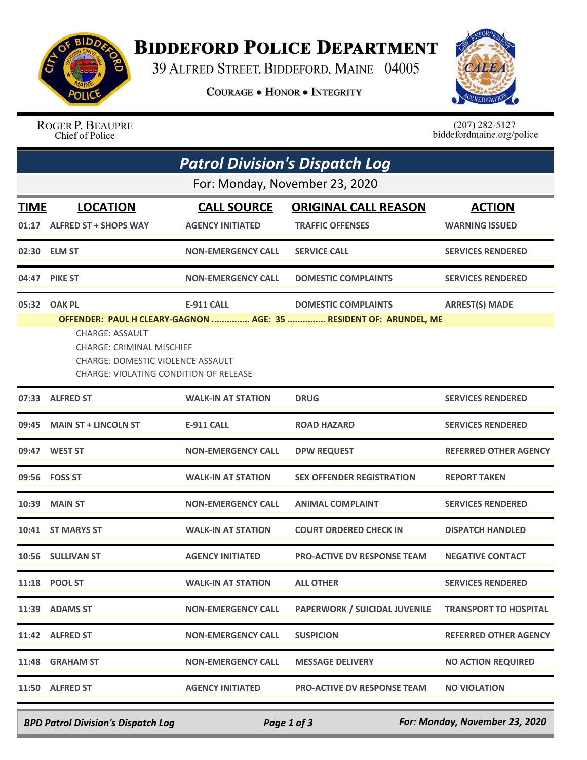# Biddeford Police Department

39 Alfred Street, Biddeford, Maine 04005

Courage • Honor • Integrity

Roger P. Beaupre
Chief of Police

(207) 282-5127
biddefordmaine.org/police

## Patrol Division's Dispatch Log

For: Monday, November 23, 2020

| TIME | LOCATION | CALL SOURCE | ORIGINAL CALL REASON | ACTION |
|---|---|---|---|---|
| 01:17 | ALFRED ST + SHOPS WAY | AGENCY INITIATED | TRAFFIC OFFENSES | WARNING ISSUED |
| 02:30 | ELM ST | NON-EMERGENCY CALL | SERVICE CALL | SERVICES RENDERED |
| 04:47 | PIKE ST | NON-EMERGENCY CALL | DOMESTIC COMPLAINTS | SERVICES RENDERED |
| 05:32 | OAK PL | E-911 CALL | DOMESTIC COMPLAINTS | ARREST(S) MADE |

**OFFENDER: PAUL H CLEARY-GAGNON ............... AGE: 35 ............... RESIDENT OF: ARUNDEL, ME**

CHARGE: ASSAULT
CHARGE: CRIMINAL MISCHIEF
CHARGE: DOMESTIC VIOLENCE ASSAULT
CHARGE: VIOLATING CONDITION OF RELEASE

| TIME | LOCATION | CALL SOURCE | ORIGINAL CALL REASON | ACTION |
|---|---|---|---|---|
| 07:33 | ALFRED ST | WALK-IN AT STATION | DRUG | SERVICES RENDERED |
| 09:45 | MAIN ST + LINCOLN ST | E-911 CALL | ROAD HAZARD | SERVICES RENDERED |
| 09:47 | WEST ST | NON-EMERGENCY CALL | DPW REQUEST | REFERRED OTHER AGENCY |
| 09:56 | FOSS ST | WALK-IN AT STATION | SEX OFFENDER REGISTRATION | REPORT TAKEN |
| 10:39 | MAIN ST | NON-EMERGENCY CALL | ANIMAL COMPLAINT | SERVICES RENDERED |
| 10:41 | ST MARYS ST | WALK-IN AT STATION | COURT ORDERED CHECK IN | DISPATCH HANDLED |
| 10:56 | SULLIVAN ST | AGENCY INITIATED | PRO-ACTIVE DV RESPONSE TEAM | NEGATIVE CONTACT |
| 11:18 | POOL ST | WALK-IN AT STATION | ALL OTHER | SERVICES RENDERED |
| 11:39 | ADAMS ST | NON-EMERGENCY CALL | PAPERWORK / SUICIDAL JUVENILE | TRANSPORT TO HOSPITAL |
| 11:42 | ALFRED ST | NON-EMERGENCY CALL | SUSPICION | REFERRED OTHER AGENCY |
| 11:48 | GRAHAM ST | NON-EMERGENCY CALL | MESSAGE DELIVERY | NO ACTION REQUIRED |
| 11:50 | ALFRED ST | AGENCY INITIATED | PRO-ACTIVE DV RESPONSE TEAM | NO VIOLATION |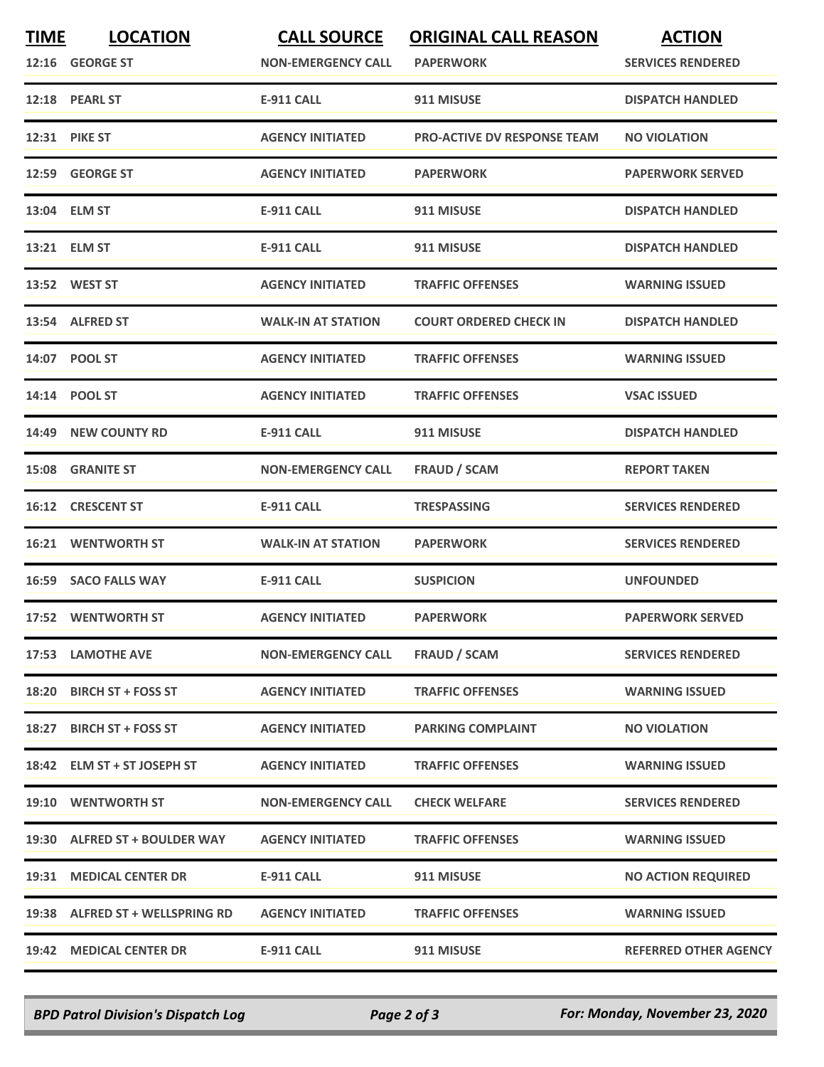| TIME | LOCATION | CALL SOURCE | ORIGINAL CALL REASON | ACTION |
|---|---|---|---|---|
| 12:16 | GEORGE ST | NON-EMERGENCY CALL | PAPERWORK | SERVICES RENDERED |
| 12:18 | PEARL ST | E-911 CALL | 911 MISUSE | DISPATCH HANDLED |
| 12:31 | PIKE ST | AGENCY INITIATED | PRO-ACTIVE DV RESPONSE TEAM | NO VIOLATION |
| 12:59 | GEORGE ST | AGENCY INITIATED | PAPERWORK | PAPERWORK SERVED |
| 13:04 | ELM ST | E-911 CALL | 911 MISUSE | DISPATCH HANDLED |
| 13:21 | ELM ST | E-911 CALL | 911 MISUSE | DISPATCH HANDLED |
| 13:52 | WEST ST | AGENCY INITIATED | TRAFFIC OFFENSES | WARNING ISSUED |
| 13:54 | ALFRED ST | WALK-IN AT STATION | COURT ORDERED CHECK IN | DISPATCH HANDLED |
| 14:07 | POOL ST | AGENCY INITIATED | TRAFFIC OFFENSES | WARNING ISSUED |
| 14:14 | POOL ST | AGENCY INITIATED | TRAFFIC OFFENSES | VSAC ISSUED |
| 14:49 | NEW COUNTY RD | E-911 CALL | 911 MISUSE | DISPATCH HANDLED |
| 15:08 | GRANITE ST | NON-EMERGENCY CALL | FRAUD / SCAM | REPORT TAKEN |
| 16:12 | CRESCENT ST | E-911 CALL | TRESPASSING | SERVICES RENDERED |
| 16:21 | WENTWORTH ST | WALK-IN AT STATION | PAPERWORK | SERVICES RENDERED |
| 16:59 | SACO FALLS WAY | E-911 CALL | SUSPICION | UNFOUNDED |
| 17:52 | WENTWORTH ST | AGENCY INITIATED | PAPERWORK | PAPERWORK SERVED |
| 17:53 | LAMOTHE AVE | NON-EMERGENCY CALL | FRAUD / SCAM | SERVICES RENDERED |
| 18:20 | BIRCH ST + FOSS ST | AGENCY INITIATED | TRAFFIC OFFENSES | WARNING ISSUED |
| 18:27 | BIRCH ST + FOSS ST | AGENCY INITIATED | PARKING COMPLAINT | NO VIOLATION |
| 18:42 | ELM ST + ST JOSEPH ST | AGENCY INITIATED | TRAFFIC OFFENSES | WARNING ISSUED |
| 19:10 | WENTWORTH ST | NON-EMERGENCY CALL | CHECK WELFARE | SERVICES RENDERED |
| 19:30 | ALFRED ST + BOULDER WAY | AGENCY INITIATED | TRAFFIC OFFENSES | WARNING ISSUED |
| 19:31 | MEDICAL CENTER DR | E-911 CALL | 911 MISUSE | NO ACTION REQUIRED |
| 19:38 | ALFRED ST + WELLSPRING RD | AGENCY INITIATED | TRAFFIC OFFENSES | WARNING ISSUED |
| 19:42 | MEDICAL CENTER DR | E-911 CALL | 911 MISUSE | REFERRED OTHER AGENCY |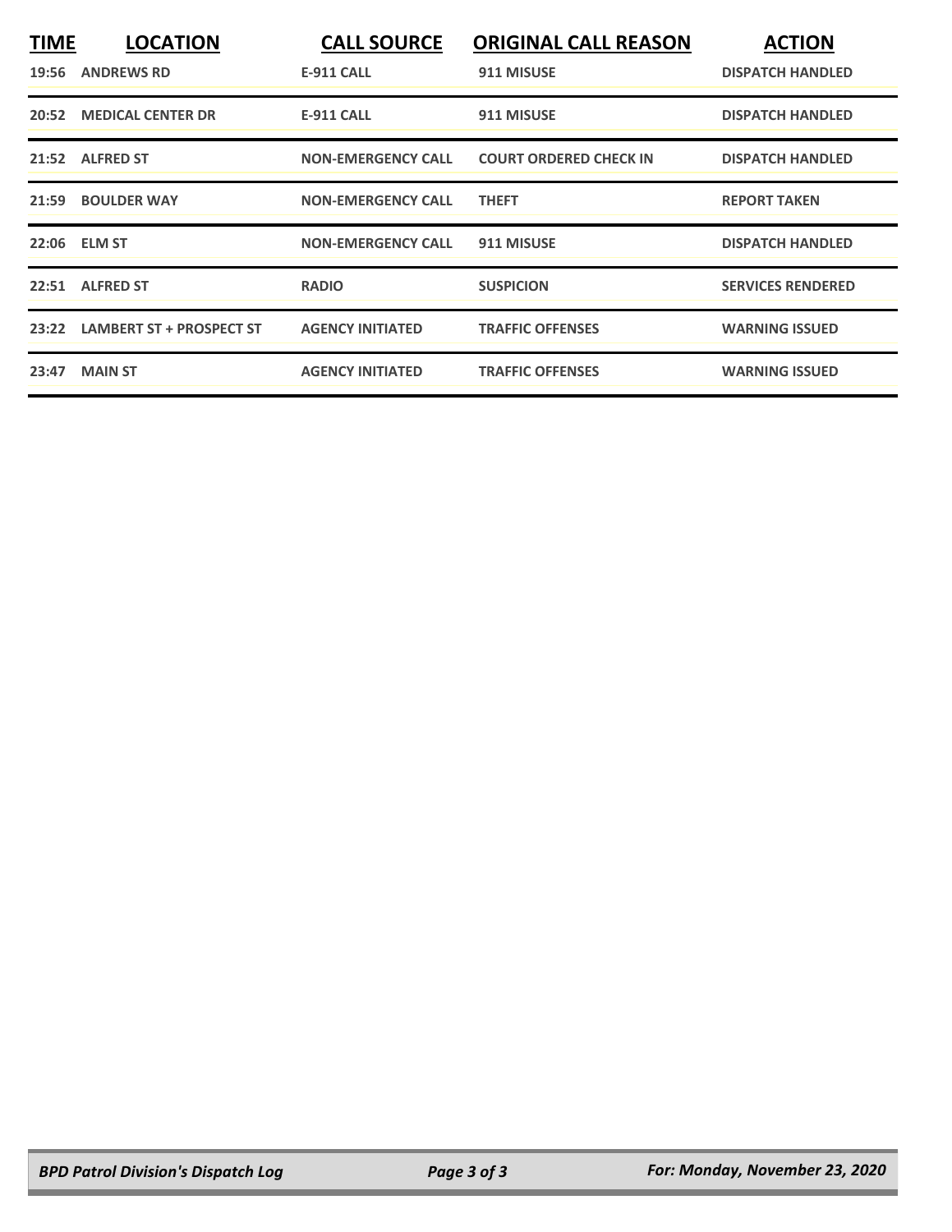| TIME | LOCATION | CALL SOURCE | ORIGINAL CALL REASON | ACTION |
|---|---|---|---|---|
| 19:56 | ANDREWS RD | E-911 CALL | 911 MISUSE | DISPATCH HANDLED |
| 20:52 | MEDICAL CENTER DR | E-911 CALL | 911 MISUSE | DISPATCH HANDLED |
| 21:52 | ALFRED ST | NON-EMERGENCY CALL | COURT ORDERED CHECK IN | DISPATCH HANDLED |
| 21:59 | BOULDER WAY | NON-EMERGENCY CALL | THEFT | REPORT TAKEN |
| 22:06 | ELM ST | NON-EMERGENCY CALL | 911 MISUSE | DISPATCH HANDLED |
| 22:51 | ALFRED ST | RADIO | SUSPICION | SERVICES RENDERED |
| 23:22 | LAMBERT ST + PROSPECT ST | AGENCY INITIATED | TRAFFIC OFFENSES | WARNING ISSUED |
| 23:47 | MAIN ST | AGENCY INITIATED | TRAFFIC OFFENSES | WARNING ISSUED |